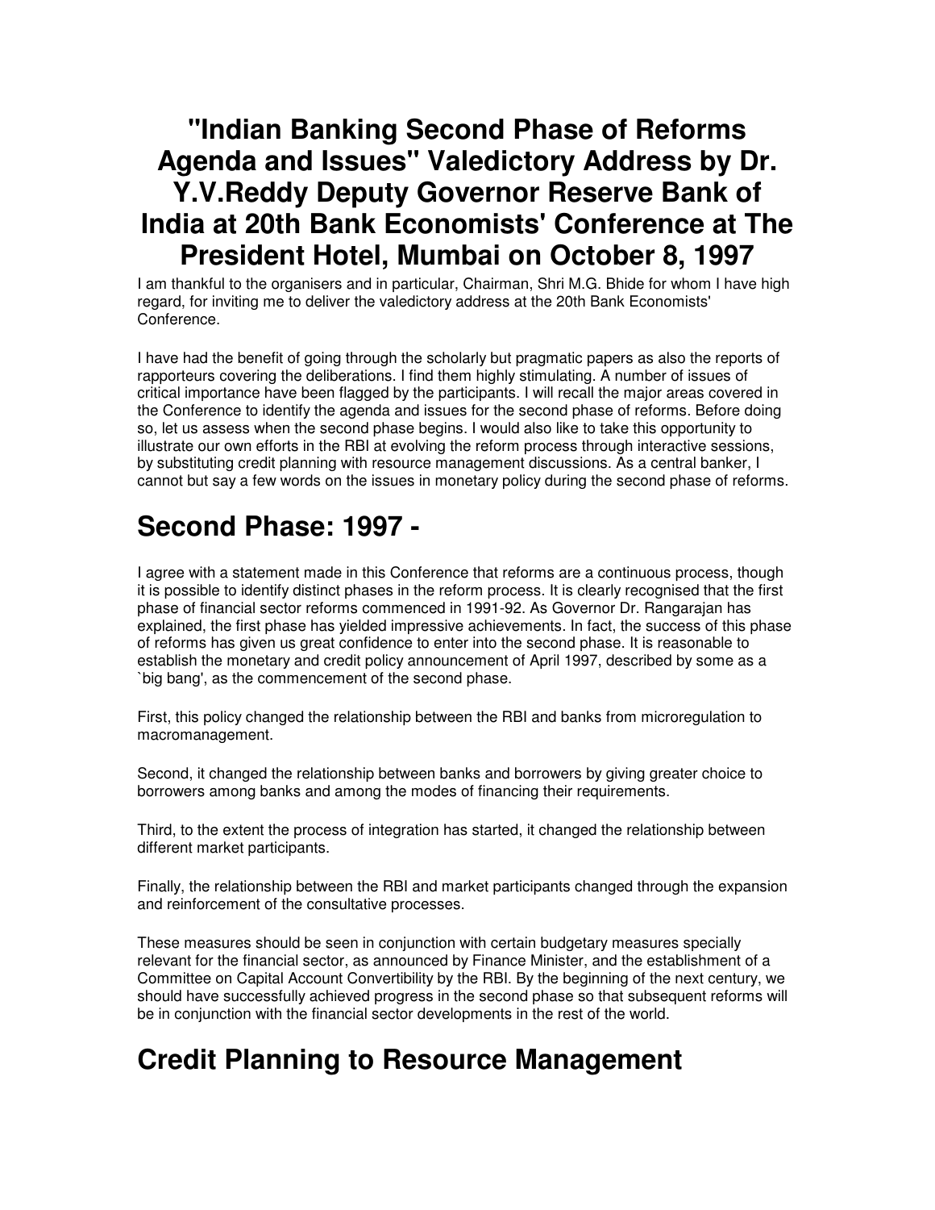# "Indian Banking Second Phase of Reforms Agenda and Issues" Valedictory Address by Dr. Y.V.Reddy Deputy Governor Reserve Bank of India at 20th Bank Economists' Conference at The President Hotel, Mumbai on October 8, 1997

I am thankful to the organisers and in particular, Chairman, Shri M.G. Bhide for whom I have high regard, for inviting me to deliver the valedictory address at the 20th Bank Economists' Conference.

I have had the benefit of going through the scholarly but pragmatic papers as also the reports of rapporteurs covering the deliberations. I find them highly stimulating. A number of issues of critical importance have been flagged by the participants. I will recall the major areas covered in the Conference to identify the agenda and issues for the second phase of reforms. Before doing so, let us assess when the second phase begins. I would also like to take this opportunity to illustrate our own efforts in the RBI at evolving the reform process through interactive sessions, by substituting credit planning with resource management discussions. As a central banker, I cannot but say a few words on the issues in monetary policy during the second phase of reforms.

## Second Phase: 1997 -

I agree with a statement made in this Conference that reforms are a continuous process, though it is possible to identify distinct phases in the reform process. It is clearly recognised that the first phase of financial sector reforms commenced in 1991-92. As Governor Dr. Rangarajan has explained, the first phase has yielded impressive achievements. In fact, the success of this phase of reforms has given us great confidence to enter into the second phase. It is reasonable to establish the monetary and credit policy announcement of April 1997, described by some as a `big bang', as the commencement of the second phase.

First, this policy changed the relationship between the RBI and banks from microregulation to macromanagement.

Second, it changed the relationship between banks and borrowers by giving greater choice to borrowers among banks and among the modes of financing their requirements.

Third, to the extent the process of integration has started, it changed the relationship between different market participants.

Finally, the relationship between the RBI and market participants changed through the expansion and reinforcement of the consultative processes.

These measures should be seen in conjunction with certain budgetary measures specially relevant for the financial sector, as announced by Finance Minister, and the establishment of a Committee on Capital Account Convertibility by the RBI. By the beginning of the next century, we should have successfully achieved progress in the second phase so that subsequent reforms will be in conjunction with the financial sector developments in the rest of the world.

## Credit Planning to Resource Management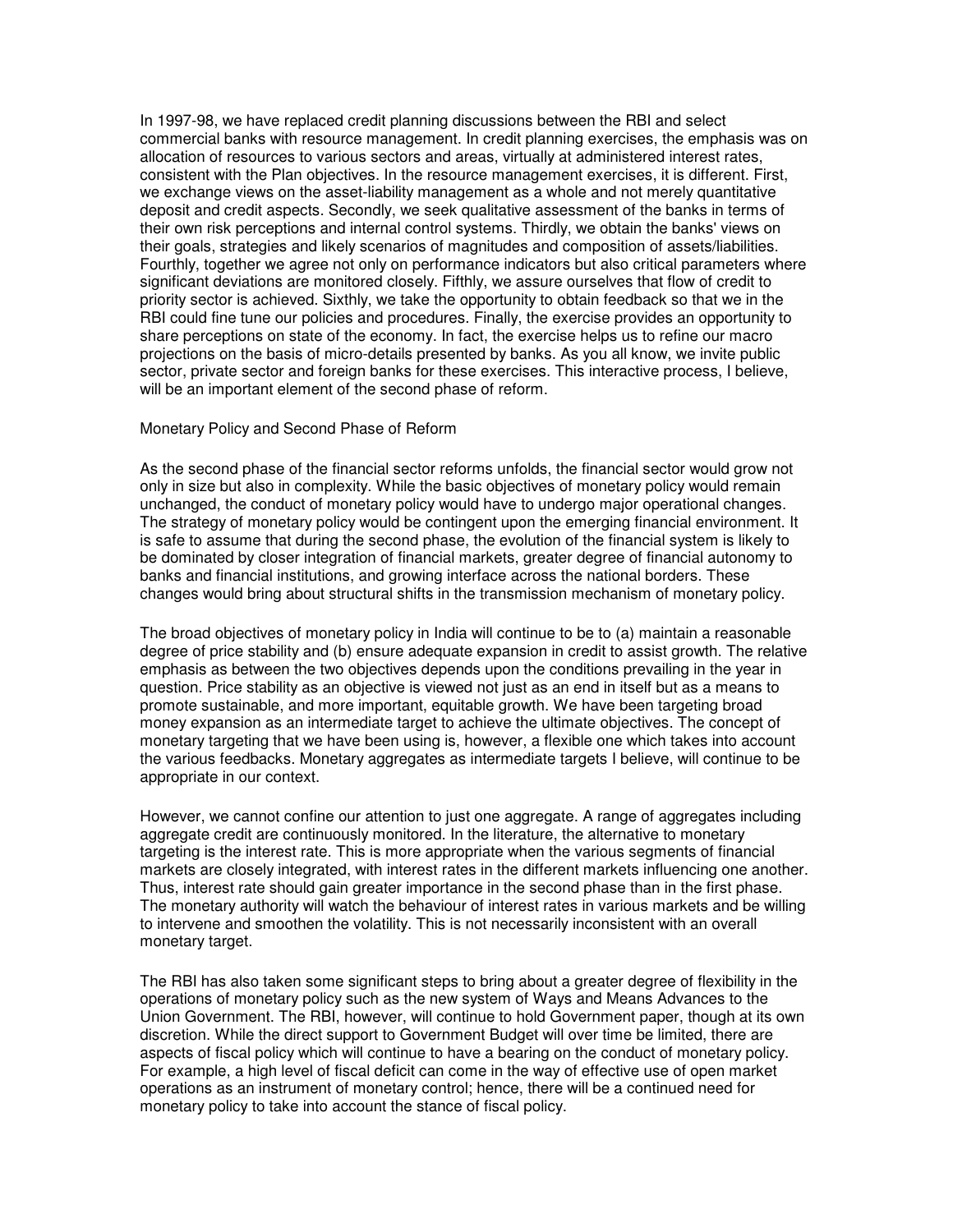In 1997-98, we have replaced credit planning discussions between the RBI and select commercial banks with resource management. In credit planning exercises, the emphasis was on allocation of resources to various sectors and areas, virtually at administered interest rates, consistent with the Plan objectives. In the resource management exercises, it is different. First, we exchange views on the asset-liability management as a whole and not merely quantitative deposit and credit aspects. Secondly, we seek qualitative assessment of the banks in terms of their own risk perceptions and internal control systems. Thirdly, we obtain the banks' views on their goals, strategies and likely scenarios of magnitudes and composition of assets/liabilities. Fourthly, together we agree not only on performance indicators but also critical parameters where significant deviations are monitored closely. Fifthly, we assure ourselves that flow of credit to priority sector is achieved. Sixthly, we take the opportunity to obtain feedback so that we in the RBI could fine tune our policies and procedures. Finally, the exercise provides an opportunity to share perceptions on state of the economy. In fact, the exercise helps us to refine our macro projections on the basis of micro-details presented by banks. As you all know, we invite public sector, private sector and foreign banks for these exercises. This interactive process, I believe, will be an important element of the second phase of reform.

## Monetary Policy and Second Phase of Reform

As the second phase of the financial sector reforms unfolds, the financial sector would grow not only in size but also in complexity. While the basic objectives of monetary policy would remain unchanged, the conduct of monetary policy would have to undergo major operational changes. The strategy of monetary policy would be contingent upon the emerging financial environment. It is safe to assume that during the second phase, the evolution of the financial system is likely to be dominated by closer integration of financial markets, greater degree of financial autonomy to banks and financial institutions, and growing interface across the national borders. These changes would bring about structural shifts in the transmission mechanism of monetary policy.

The broad objectives of monetary policy in India will continue to be to (a) maintain a reasonable degree of price stability and (b) ensure adequate expansion in credit to assist growth. The relative emphasis as between the two objectives depends upon the conditions prevailing in the year in question. Price stability as an objective is viewed not just as an end in itself but as a means to promote sustainable, and more important, equitable growth. We have been targeting broad money expansion as an intermediate target to achieve the ultimate objectives. The concept of monetary targeting that we have been using is, however, a flexible one which takes into account the various feedbacks. Monetary aggregates as intermediate targets I believe, will continue to be appropriate in our context.

However, we cannot confine our attention to just one aggregate. A range of aggregates including aggregate credit are continuously monitored. In the literature, the alternative to monetary targeting is the interest rate. This is more appropriate when the various segments of financial markets are closely integrated, with interest rates in the different markets influencing one another. Thus, interest rate should gain greater importance in the second phase than in the first phase. The monetary authority will watch the behaviour of interest rates in various markets and be willing to intervene and smoothen the volatility. This is not necessarily inconsistent with an overall monetary target.

The RBI has also taken some significant steps to bring about a greater degree of flexibility in the operations of monetary policy such as the new system of Ways and Means Advances to the Union Government. The RBI, however, will continue to hold Government paper, though at its own discretion. While the direct support to Government Budget will over time be limited, there are aspects of fiscal policy which will continue to have a bearing on the conduct of monetary policy. For example, a high level of fiscal deficit can come in the way of effective use of open market operations as an instrument of monetary control; hence, there will be a continued need for monetary policy to take into account the stance of fiscal policy.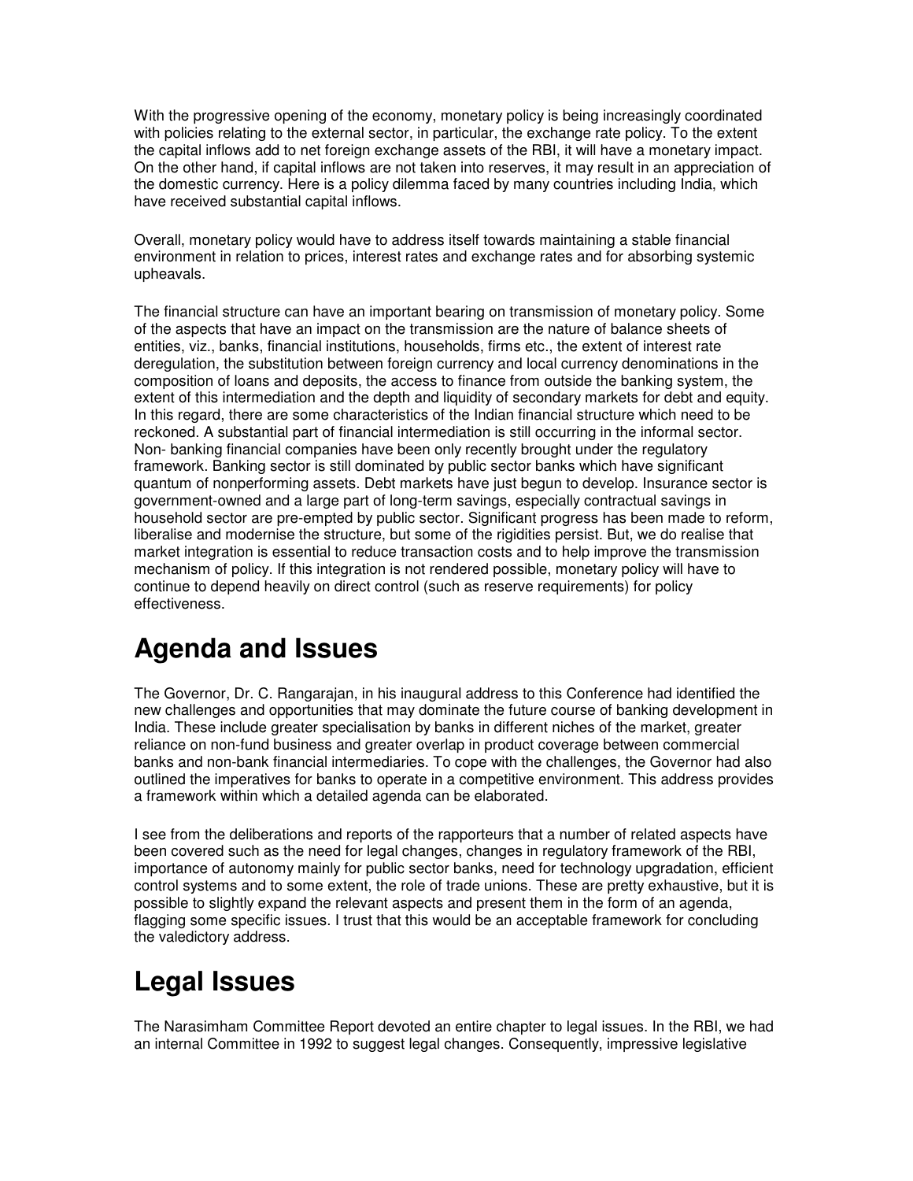With the progressive opening of the economy, monetary policy is being increasingly coordinated with policies relating to the external sector, in particular, the exchange rate policy. To the extent the capital inflows add to net foreign exchange assets of the RBI, it will have a monetary impact. On the other hand, if capital inflows are not taken into reserves, it may result in an appreciation of the domestic currency. Here is a policy dilemma faced by many countries including India, which have received substantial capital inflows.

Overall, monetary policy would have to address itself towards maintaining a stable financial environment in relation to prices, interest rates and exchange rates and for absorbing systemic upheavals.

The financial structure can have an important bearing on transmission of monetary policy. Some of the aspects that have an impact on the transmission are the nature of balance sheets of entities, viz., banks, financial institutions, households, firms etc., the extent of interest rate deregulation, the substitution between foreign currency and local currency denominations in the composition of loans and deposits, the access to finance from outside the banking system, the extent of this intermediation and the depth and liquidity of secondary markets for debt and equity. In this regard, there are some characteristics of the Indian financial structure which need to be reckoned. A substantial part of financial intermediation is still occurring in the informal sector. Non- banking financial companies have been only recently brought under the regulatory framework. Banking sector is still dominated by public sector banks which have significant quantum of nonperforming assets. Debt markets have just begun to develop. Insurance sector is government-owned and a large part of long-term savings, especially contractual savings in household sector are pre-empted by public sector. Significant progress has been made to reform, liberalise and modernise the structure, but some of the rigidities persist. But, we do realise that market integration is essential to reduce transaction costs and to help improve the transmission mechanism of policy. If this integration is not rendered possible, monetary policy will have to continue to depend heavily on direct control (such as reserve requirements) for policy effectiveness.

# Agenda and Issues

The Governor, Dr. C. Rangarajan, in his inaugural address to this Conference had identified the new challenges and opportunities that may dominate the future course of banking development in India. These include greater specialisation by banks in different niches of the market, greater reliance on non-fund business and greater overlap in product coverage between commercial banks and non-bank financial intermediaries. To cope with the challenges, the Governor had also outlined the imperatives for banks to operate in a competitive environment. This address provides a framework within which a detailed agenda can be elaborated.

I see from the deliberations and reports of the rapporteurs that a number of related aspects have been covered such as the need for legal changes, changes in regulatory framework of the RBI, importance of autonomy mainly for public sector banks, need for technology upgradation, efficient control systems and to some extent, the role of trade unions. These are pretty exhaustive, but it is possible to slightly expand the relevant aspects and present them in the form of an agenda, flagging some specific issues. I trust that this would be an acceptable framework for concluding the valedictory address.

# Legal Issues

The Narasimham Committee Report devoted an entire chapter to legal issues. In the RBI, we had an internal Committee in 1992 to suggest legal changes. Consequently, impressive legislative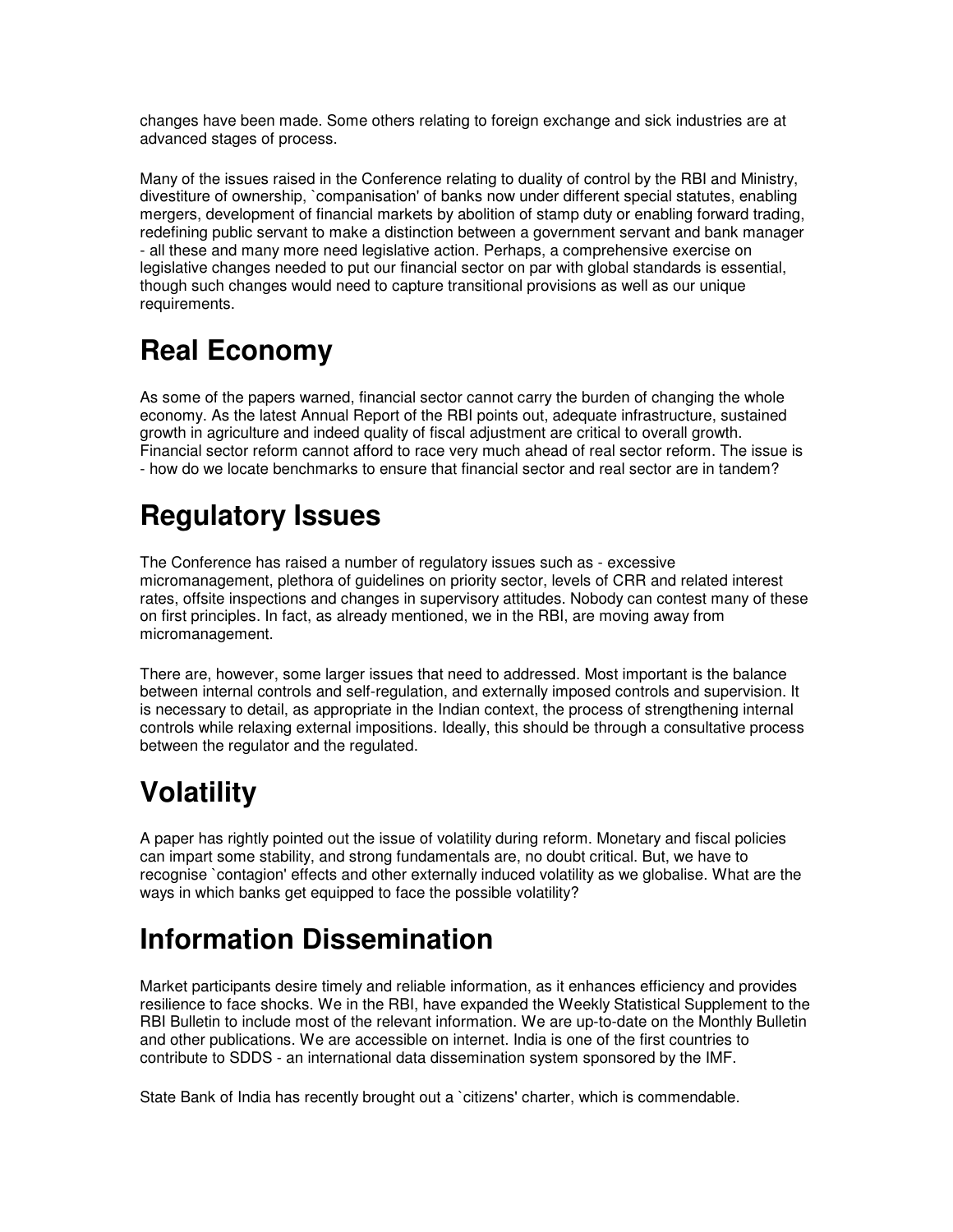changes have been made. Some others relating to foreign exchange and sick industries are at advanced stages of process.

Many of the issues raised in the Conference relating to duality of control by the RBI and Ministry, divestiture of ownership, `companisation' of banks now under different special statutes, enabling mergers, development of financial markets by abolition of stamp duty or enabling forward trading, redefining public servant to make a distinction between a government servant and bank manager - all these and many more need legislative action. Perhaps, a comprehensive exercise on legislative changes needed to put our financial sector on par with global standards is essential, though such changes would need to capture transitional provisions as well as our unique requirements.

# Real Economy

As some of the papers warned, financial sector cannot carry the burden of changing the whole economy. As the latest Annual Report of the RBI points out, adequate infrastructure, sustained growth in agriculture and indeed quality of fiscal adjustment are critical to overall growth. Financial sector reform cannot afford to race very much ahead of real sector reform. The issue is - how do we locate benchmarks to ensure that financial sector and real sector are in tandem?

# Regulatory Issues

The Conference has raised a number of regulatory issues such as - excessive micromanagement, plethora of guidelines on priority sector, levels of CRR and related interest rates, offsite inspections and changes in supervisory attitudes. Nobody can contest many of these on first principles. In fact, as already mentioned, we in the RBI, are moving away from micromanagement.

There are, however, some larger issues that need to addressed. Most important is the balance between internal controls and self-regulation, and externally imposed controls and supervision. It is necessary to detail, as appropriate in the Indian context, the process of strengthening internal controls while relaxing external impositions. Ideally, this should be through a consultative process between the regulator and the regulated.

# Volatility

A paper has rightly pointed out the issue of volatility during reform. Monetary and fiscal policies can impart some stability, and strong fundamentals are, no doubt critical. But, we have to recognise `contagion' effects and other externally induced volatility as we globalise. What are the ways in which banks get equipped to face the possible volatility?

# Information Dissemination

Market participants desire timely and reliable information, as it enhances efficiency and provides resilience to face shocks. We in the RBI, have expanded the Weekly Statistical Supplement to the RBI Bulletin to include most of the relevant information. We are up-to-date on the Monthly Bulletin and other publications. We are accessible on internet. India is one of the first countries to contribute to SDDS - an international data dissemination system sponsored by the IMF.

State Bank of India has recently brought out a `citizens' charter, which is commendable.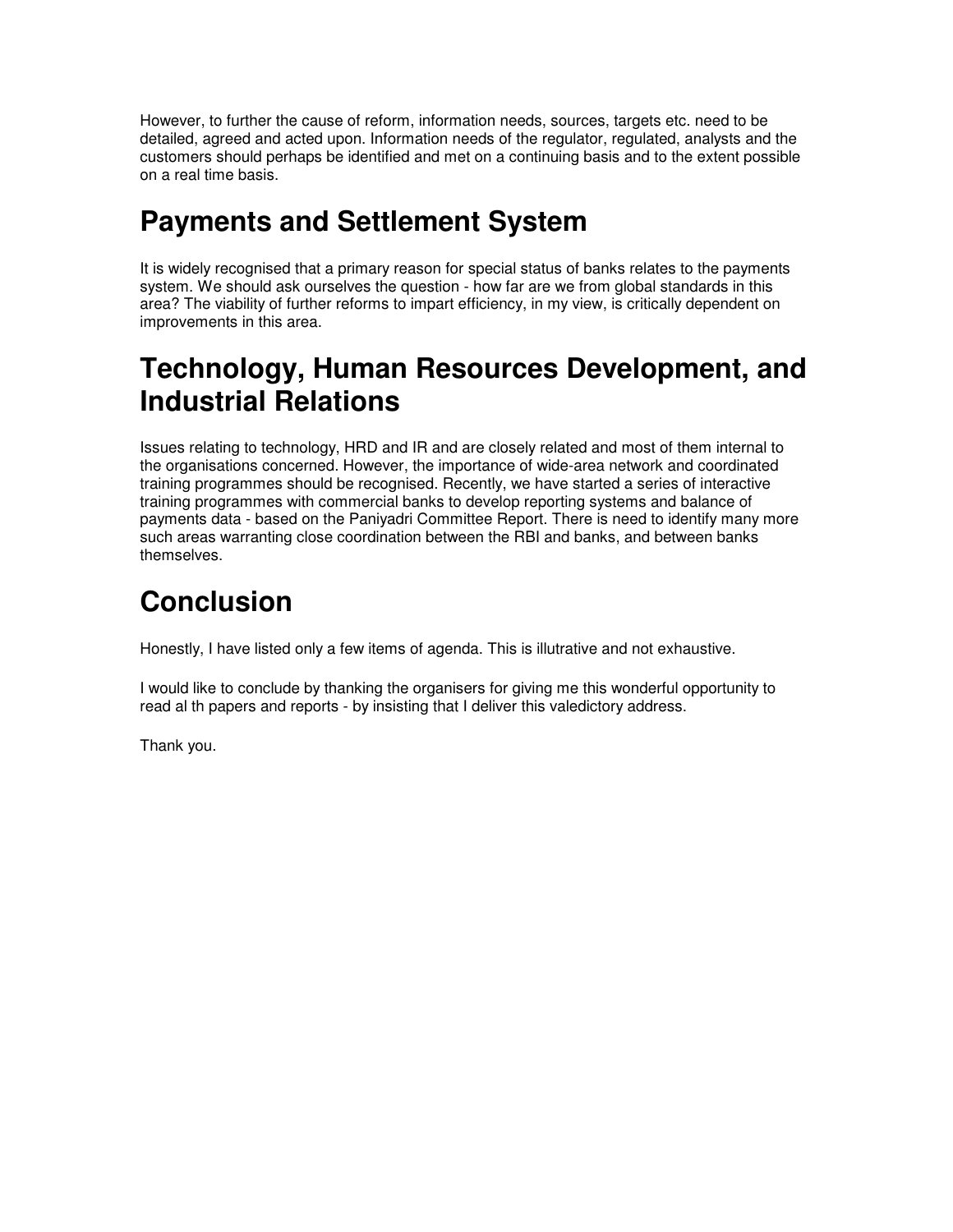However, to further the cause of reform, information needs, sources, targets etc. need to be detailed, agreed and acted upon. Information needs of the regulator, regulated, analysts and the customers should perhaps be identified and met on a continuing basis and to the extent possible on a real time basis.

# Payments and Settlement System

It is widely recognised that a primary reason for special status of banks relates to the payments system. We should ask ourselves the question - how far are we from global standards in this area? The viability of further reforms to impart efficiency, in my view, is critically dependent on improvements in this area.

# Technology, Human Resources Development, and Industrial Relations

Issues relating to technology, HRD and IR and are closely related and most of them internal to the organisations concerned. However, the importance of wide-area network and coordinated training programmes should be recognised. Recently, we have started a series of interactive training programmes with commercial banks to develop reporting systems and balance of payments data - based on the Paniyadri Committee Report. There is need to identify many more such areas warranting close coordination between the RBI and banks, and between banks themselves.

# Conclusion

Honestly, I have listed only a few items of agenda. This is illutrative and not exhaustive.

I would like to conclude by thanking the organisers for giving me this wonderful opportunity to read al th papers and reports - by insisting that I deliver this valedictory address.

Thank you.